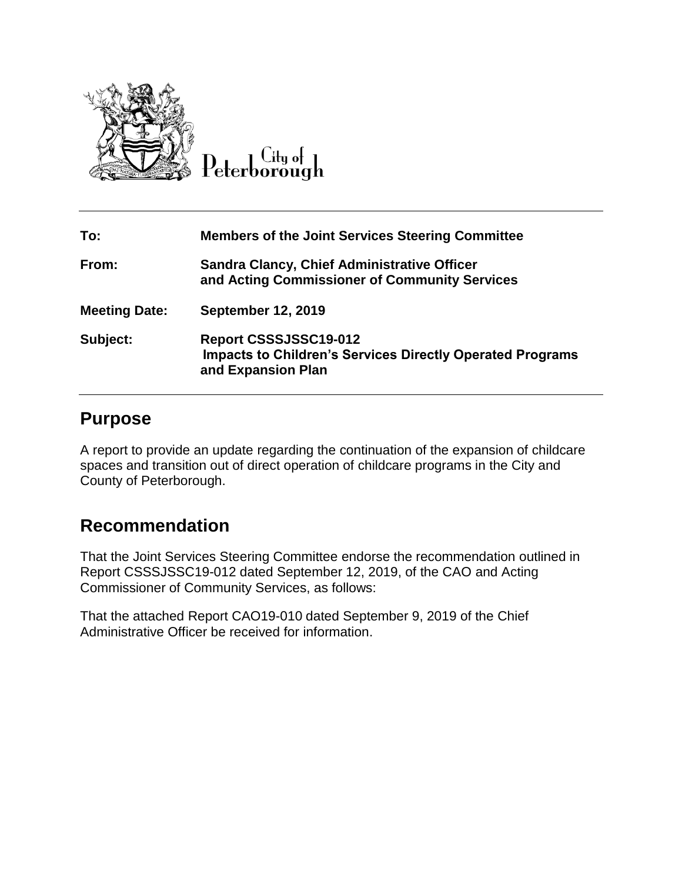City of Peterborough

| To: | Members of the Joint Services Steering Committee |
| --- | --- |
| From: | Sandra Clancy, Chief Administrative Officer and Acting Commissioner of Community Services |
| Meeting Date: | September 12, 2019 |
| Subject: | Report CSSSJSSC19-012 Impacts to Children's Services Directly Operated Programs and Expansion Plan |

## Purpose

A report to provide an update regarding the continuation of the expansion of childcare spaces and transition out of direct operation of childcare programs in the City and County of Peterborough.

## Recommendation

That the Joint Services Steering Committee endorse the recommendation outlined in Report CSSSJSSC19-012 dated September 12, 2019, of the CAO and Acting Commissioner of Community Services, as follows:

That the attached Report CAO19-010 dated September 9, 2019 of the Chief Administrative Officer be received for information.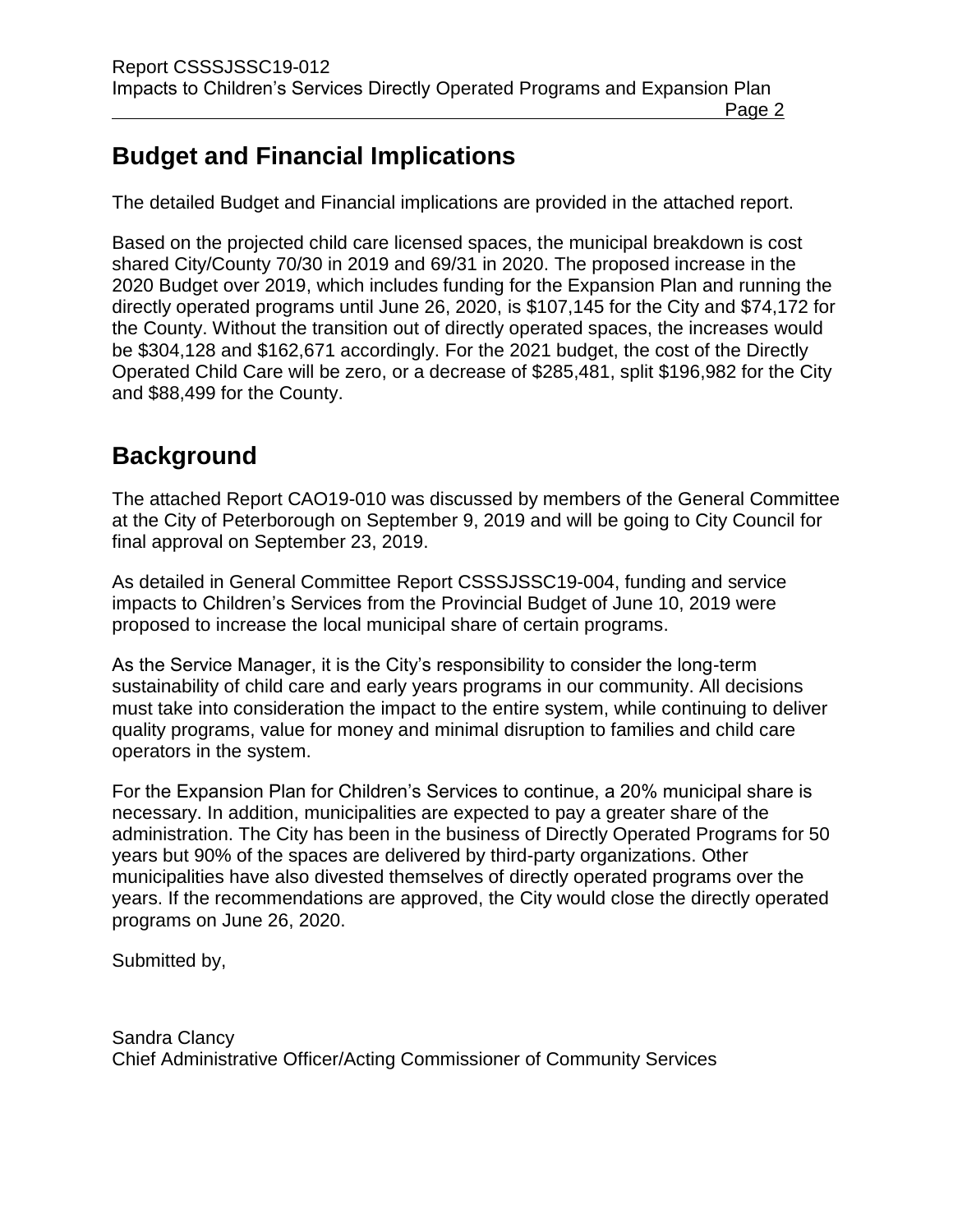## Budget and Financial Implications

The detailed Budget and Financial implications are provided in the attached report.

Based on the projected child care licensed spaces, the municipal breakdown is cost shared City/County 70/30 in 2019 and 69/31 in 2020. The proposed increase in the 2020 Budget over 2019, which includes funding for the Expansion Plan and running the directly operated programs until June 26, 2020, is $107,145 for the City and $74,172 for the County. Without the transition out of directly operated spaces, the increases would be $304,128 and $162,671 accordingly. For the 2021 budget, the cost of the Directly Operated Child Care will be zero, or a decrease of $285,481, split $196,982 for the City and $88,499 for the County.

## Background

The attached Report CAO19-010 was discussed by members of the General Committee at the City of Peterborough on September 9, 2019 and will be going to City Council for final approval on September 23, 2019.

As detailed in General Committee Report CSSSJSSC19-004, funding and service impacts to Children's Services from the Provincial Budget of June 10, 2019 were proposed to increase the local municipal share of certain programs.

As the Service Manager, it is the City's responsibility to consider the long-term sustainability of child care and early years programs in our community. All decisions must take into consideration the impact to the entire system, while continuing to deliver quality programs, value for money and minimal disruption to families and child care operators in the system.

For the Expansion Plan for Children's Services to continue, a 20% municipal share is necessary. In addition, municipalities are expected to pay a greater share of the administration. The City has been in the business of Directly Operated Programs for 50 years but 90% of the spaces are delivered by third-party organizations. Other municipalities have also divested themselves of directly operated programs over the years. If the recommendations are approved, the City would close the directly operated programs on June 26, 2020.

Submitted by,

Sandra Clancy
Chief Administrative Officer/Acting Commissioner of Community Services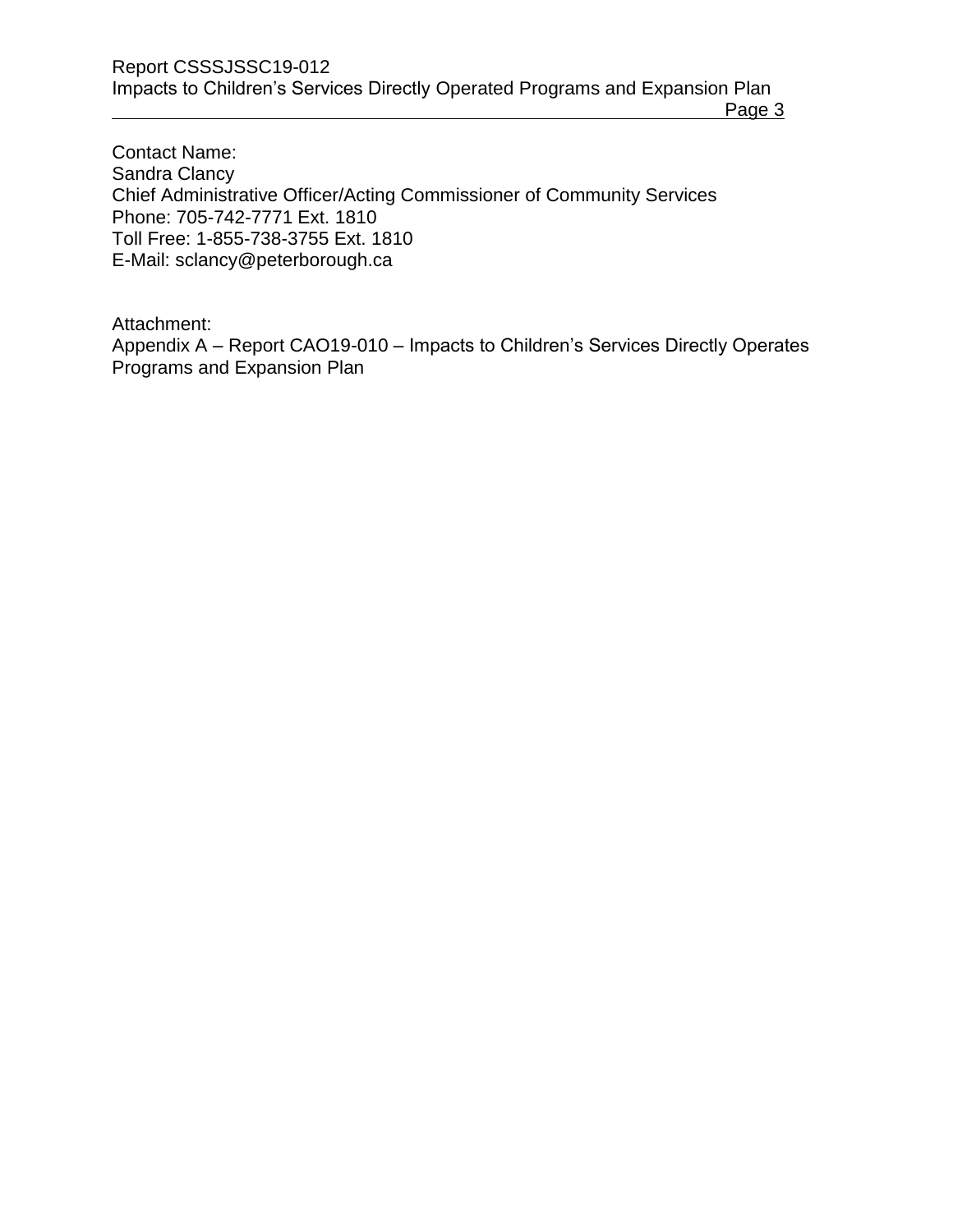Contact Name:
Sandra Clancy
Chief Administrative Officer/Acting Commissioner of Community Services
Phone: 705-742-7771 Ext. 1810
Toll Free: 1-855-738-3755 Ext. 1810
E-Mail: sclancy@peterborough.ca

Attachment:
Appendix A – Report CAO19-010 – Impacts to Children's Services Directly Operates Programs and Expansion Plan